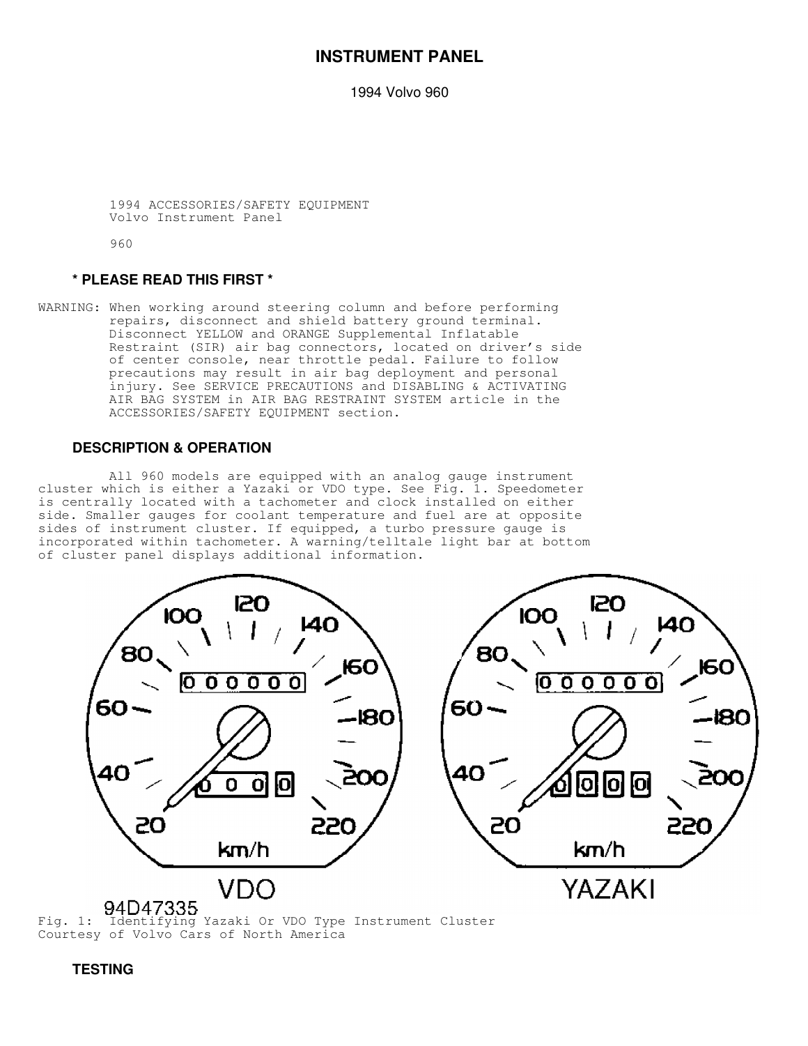# INSTRUMENT PANEL

1994 Volvo 960

1994 ACCESSORIES/SAFETY EQUIPMENT
Volvo Instrument Panel

960

## * PLEASE READ THIS FIRST *

WARNING: When working around steering column and before performing repairs, disconnect and shield battery ground terminal. Disconnect YELLOW and ORANGE Supplemental Inflatable Restraint (SIR) air bag connectors, located on driver's side of center console, near throttle pedal. Failure to follow precautions may result in air bag deployment and personal injury. See SERVICE PRECAUTIONS and DISABLING & ACTIVATING AIR BAG SYSTEM in AIR BAG RESTRAINT SYSTEM article in the ACCESSORIES/SAFETY EQUIPMENT section.

## DESCRIPTION & OPERATION

All 960 models are equipped with an analog gauge instrument cluster which is either a Yazaki or VDO type. See Fig. 1. Speedometer is centrally located with a tachometer and clock installed on either side. Smaller gauges for coolant temperature and fuel are at opposite sides of instrument cluster. If equipped, a turbo pressure gauge is incorporated within tachometer. A warning/telltale light bar at bottom of cluster panel displays additional information.

94D47335
Fig. 1: Identifying Yazaki Or VDO Type Instrument Cluster
Courtesy of Volvo Cars of North America

## TESTING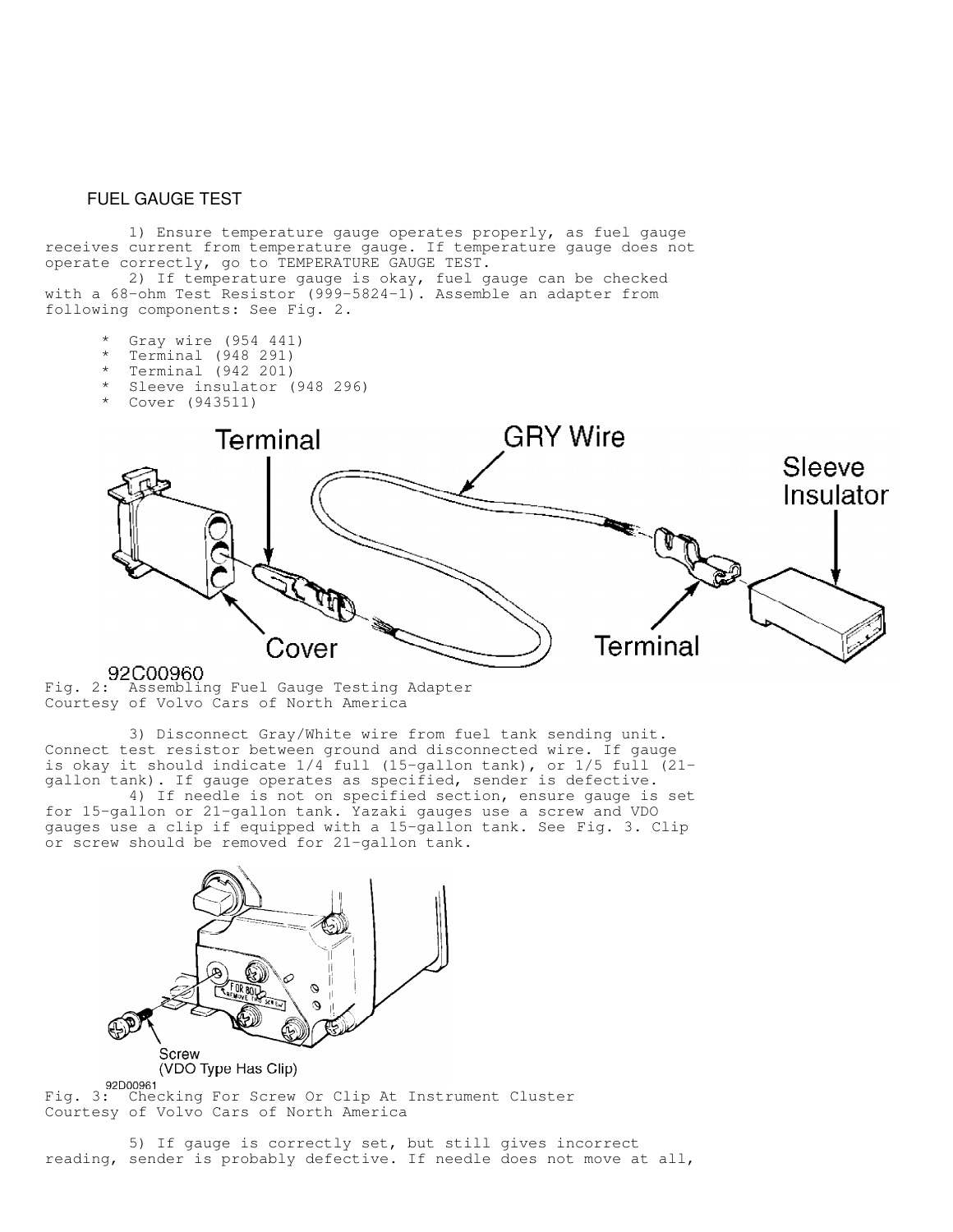## FUEL GAUGE TEST

1) Ensure temperature gauge operates properly, as fuel gauge receives current from temperature gauge. If temperature gauge does not operate correctly, go to TEMPERATURE GAUGE TEST.

2) If temperature gauge is okay, fuel gauge can be checked with a 68-ohm Test Resistor (999-5824-1). Assemble an adapter from following components: See Fig. 2.

* Gray wire (954 441)
* Terminal (948 291)
* Terminal (942 201)
* Sleeve insulator (948 296)
* Cover (943511)

Fig. 2: Assembling Fuel Gauge Testing Adapter
Courtesy of Volvo Cars of North America

3) Disconnect Gray/White wire from fuel tank sending unit. Connect test resistor between ground and disconnected wire. If gauge is okay it should indicate 1/4 full (15-gallon tank), or 1/5 full (21-gallon tank). If gauge operates as specified, sender is defective.

4) If needle is not on specified section, ensure gauge is set for 15-gallon or 21-gallon tank. Yazaki gauges use a screw and VDO gauges use a clip if equipped with a 15-gallon tank. See Fig. 3. Clip or screw should be removed for 21-gallon tank.

Fig. 3: Checking For Screw Or Clip At Instrument Cluster
Courtesy of Volvo Cars of North America

5) If gauge is correctly set, but still gives incorrect reading, sender is probably defective. If needle does not move at all,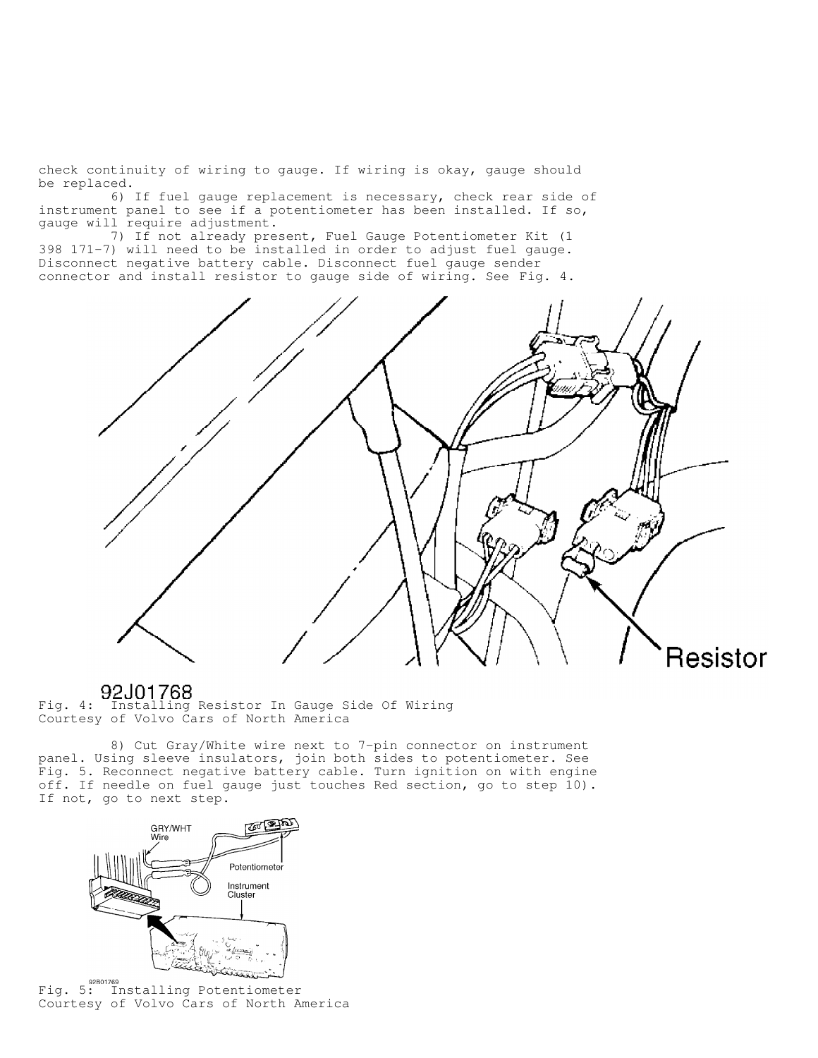check continuity of wiring to gauge. If wiring is okay, gauge should be replaced.

6) If fuel gauge replacement is necessary, check rear side of instrument panel to see if a potentiometer has been installed. If so, gauge will require adjustment.

7) If not already present, Fuel Gauge Potentiometer Kit (1 398 171-7) will need to be installed in order to adjust fuel gauge. Disconnect negative battery cable. Disconnect fuel gauge sender connector and install resistor to gauge side of wiring. See Fig. 4.

Fig. 4: Installing Resistor In Gauge Side Of Wiring
Courtesy of Volvo Cars of North America

8) Cut Gray/White wire next to 7-pin connector on instrument panel. Using sleeve insulators, join both sides to potentiometer. See Fig. 5. Reconnect negative battery cable. Turn ignition on with engine off. If needle on fuel gauge just touches Red section, go to step 10). If not, go to next step.

Fig. 5: Installing Potentiometer
Courtesy of Volvo Cars of North America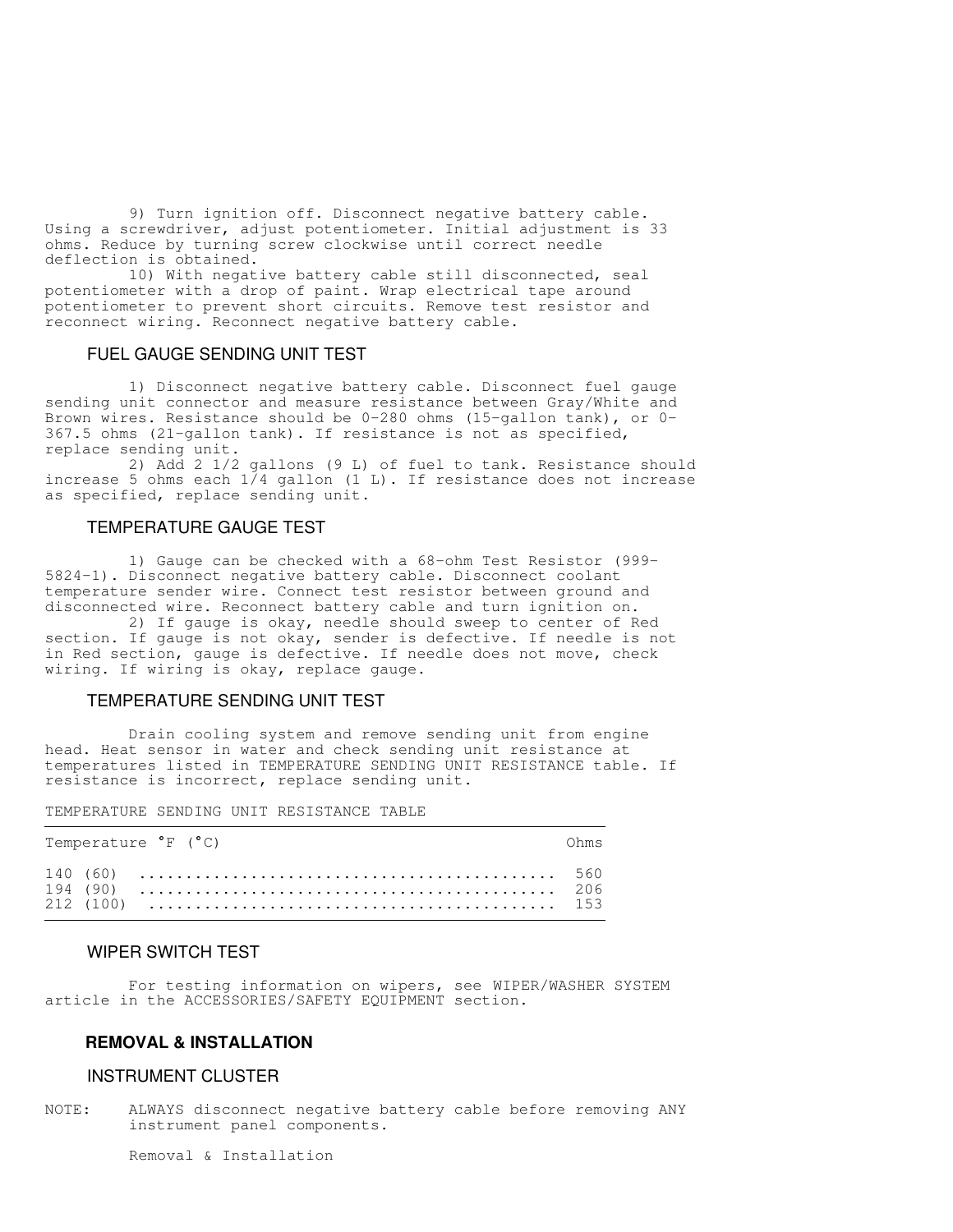9) Turn ignition off. Disconnect negative battery cable. Using a screwdriver, adjust potentiometer. Initial adjustment is 33 ohms. Reduce by turning screw clockwise until correct needle deflection is obtained.

10) With negative battery cable still disconnected, seal potentiometer with a drop of paint. Wrap electrical tape around potentiometer to prevent short circuits. Remove test resistor and reconnect wiring. Reconnect negative battery cable.

### FUEL GAUGE SENDING UNIT TEST

1) Disconnect negative battery cable. Disconnect fuel gauge sending unit connector and measure resistance between Gray/White and Brown wires. Resistance should be 0-280 ohms (15-gallon tank), or 0-367.5 ohms (21-gallon tank). If resistance is not as specified, replace sending unit.

2) Add 2 1/2 gallons (9 L) of fuel to tank. Resistance should increase 5 ohms each 1/4 gallon (1 L). If resistance does not increase as specified, replace sending unit.

### TEMPERATURE GAUGE TEST

1) Gauge can be checked with a 68-ohm Test Resistor (999-5824-1). Disconnect negative battery cable. Disconnect coolant temperature sender wire. Connect test resistor between ground and disconnected wire. Reconnect battery cable and turn ignition on.

2) If gauge is okay, needle should sweep to center of Red section. If gauge is not okay, sender is defective. If needle is not in Red section, gauge is defective. If needle does not move, check wiring. If wiring is okay, replace gauge.

### TEMPERATURE SENDING UNIT TEST

Drain cooling system and remove sending unit from engine head. Heat sensor in water and check sending unit resistance at temperatures listed in TEMPERATURE SENDING UNIT RESISTANCE table. If resistance is incorrect, replace sending unit.

TEMPERATURE SENDING UNIT RESISTANCE TABLE

| Temperature °F (°C) | Ohms |
| --- | --- |
| 140 (60) | 560 |
| 194 (90) | 206 |
| 212 (100) | 153 |

### WIPER SWITCH TEST

For testing information on wipers, see WIPER/WASHER SYSTEM article in the ACCESSORIES/SAFETY EQUIPMENT section.

## REMOVAL & INSTALLATION

### INSTRUMENT CLUSTER

NOTE: ALWAYS disconnect negative battery cable before removing ANY instrument panel components.

Removal & Installation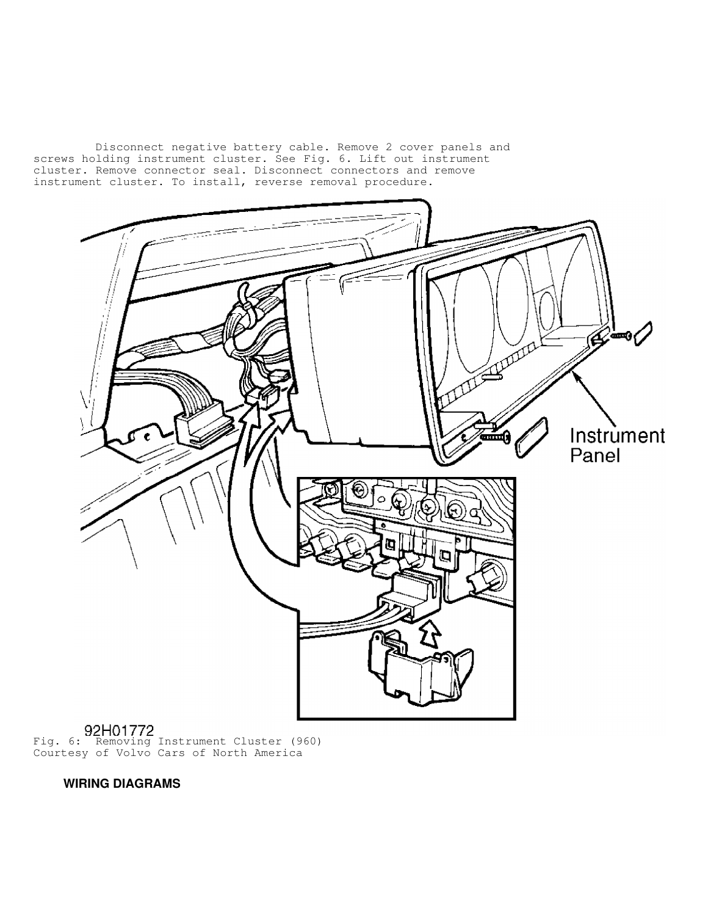Disconnect negative battery cable. Remove 2 cover panels and screws holding instrument cluster. See Fig. 6. Lift out instrument cluster. Remove connector seal. Disconnect connectors and remove instrument cluster. To install, reverse removal procedure.

92H01772

Fig. 6: Removing Instrument Cluster (960)
Courtesy of Volvo Cars of North America

**WIRING DIAGRAMS**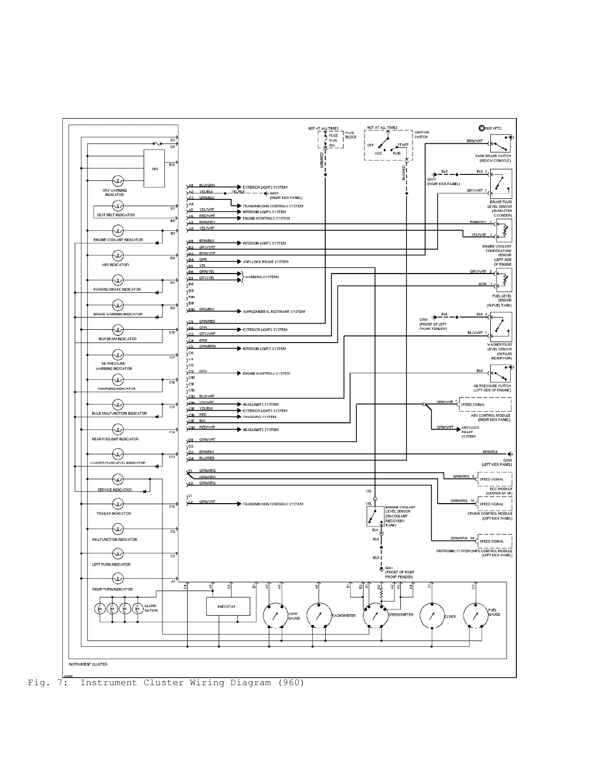Fig. 7: Instrument Cluster Wiring Diagram (960)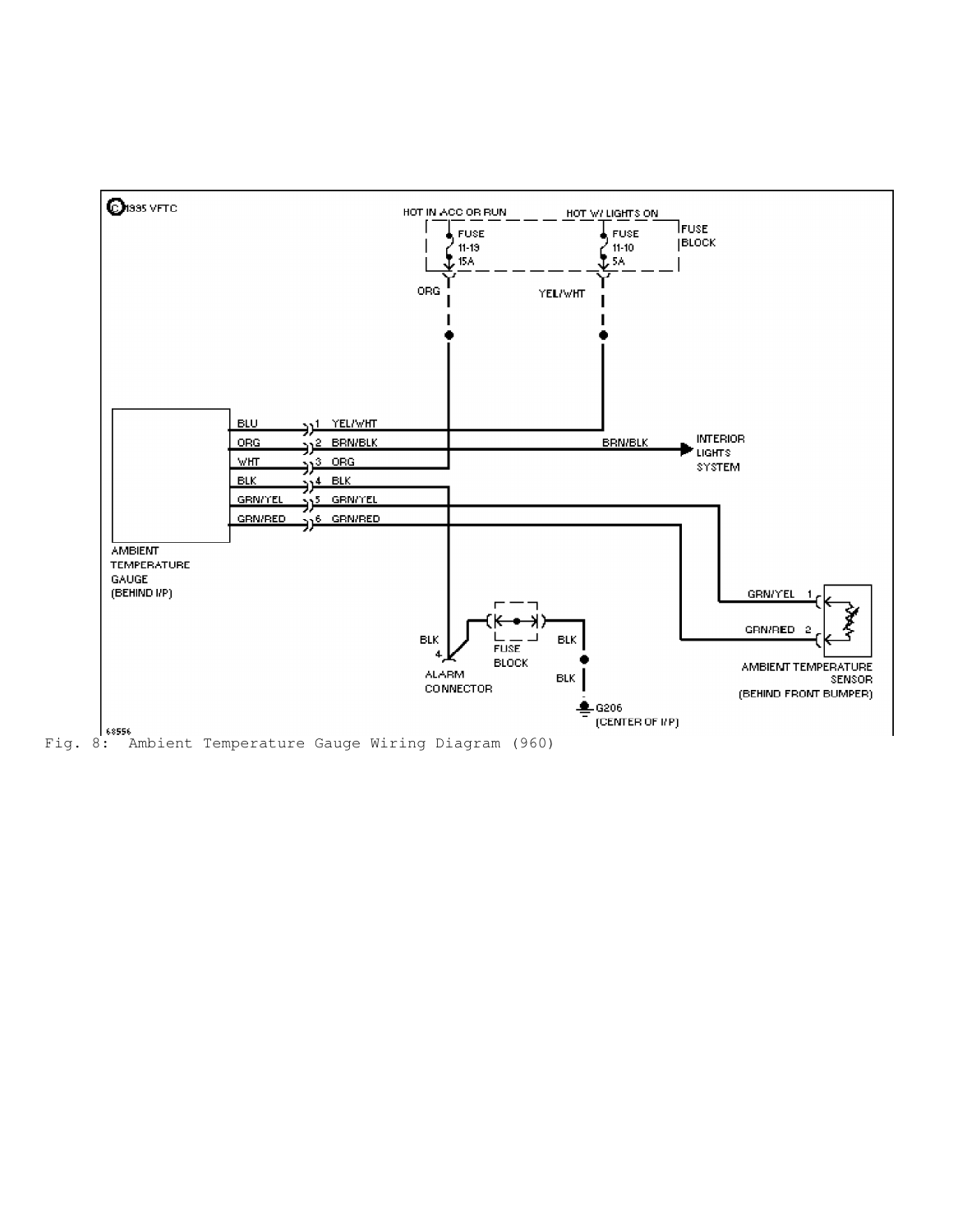©1995 VFTC

HOT IN ACC OR RUN

HOT W/ LIGHTS ON

FUSE
11-19
15A

FUSE
11-10
5A

FUSE
BLOCK

ORG

YEL/WHT

BLU
1 YEL/WHT

ORG
2 BRN/BLK

WHT
3 ORG

BLK
4 BLK

GRN/YEL
5 GRN/YEL

GRN/RED
6 GRN/RED

BRN/BLK

INTERIOR
LIGHTS
SYSTEM

AMBIENT
TEMPERATURE
GAUGE
(BEHIND I/P)

GRN/YEL 1

GRN/RED 2

AMBIENT TEMPERATURE
SENSOR
(BEHIND FRONT BUMPER)

BLK
4
ALARM
CONNECTOR

FUSE
BLOCK

BLK

BLK

G206
(CENTER OF I/P)

68556

Fig. 8: Ambient Temperature Gauge Wiring Diagram (960)